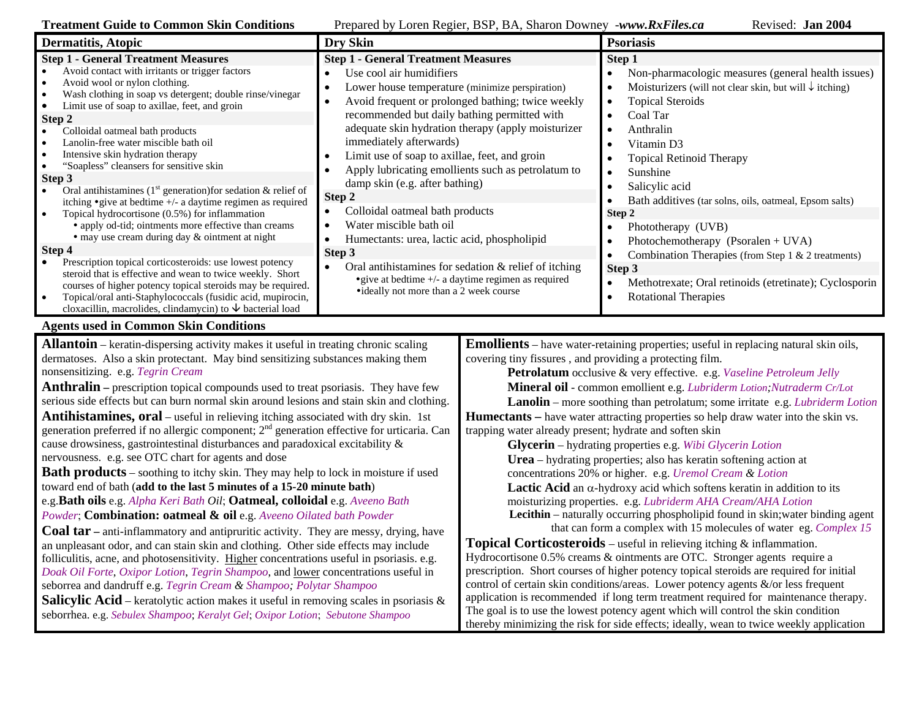**Treatment Guide to Common Skin Conditions** Prepared by Loren Regier, BSP, BA, Sharon Downey *-www.RxFiles.ca* Revised: **Jan 2004**

## Dermatitis, Atopic

**Step 1 - General Treatment Measures**
- Avoid contact with irritants or trigger factors
- Avoid wool or nylon clothing.
- Wash clothing in soap vs detergent; double rinse/vinegar
- Limit use of soap to axillae, feet, and groin

**Step 2**
- Colloidal oatmeal bath products
- Lanolin-free water miscible bath oil
- Intensive skin hydration therapy
- "Soapless" cleansers for sensitive skin

**Step 3**
- Oral antihistamines (1st generation)for sedation & relief of itching •give at bedtime +/- a daytime regimen as required
- Topical hydrocortisone (0.5%) for inflammation
  - apply od-tid; ointments more effective than creams
  - may use cream during day & ointment at night

**Step 4**
- Prescription topical corticosteroids: use lowest potency steroid that is effective and wean to twice weekly. Short courses of higher potency topical steroids may be required.
- Topical/oral anti-Staphylococcals (fusidic acid, mupirocin, cloxacillin, macrolides, clindamycin) to ↓ bacterial load

## Dry Skin

**Step 1 - General Treatment Measures**
- Use cool air humidifiers
- Lower house temperature (minimize perspiration)
- Avoid frequent or prolonged bathing; twice weekly recommended but daily bathing permitted with adequate skin hydration therapy (apply moisturizer immediately afterwards)
- Limit use of soap to axillae, feet, and groin
- Apply lubricating emollients such as petrolatum to damp skin (e.g. after bathing)

**Step 2**
- Colloidal oatmeal bath products
- Water miscible bath oil
- Humectants: urea, lactic acid, phospholipid

**Step 3**
- Oral antihistamines for sedation & relief of itching
  - give at bedtime +/- a daytime regimen as required
  - ideally not more than a 2 week course

## Psoriasis

**Step 1**
- Non-pharmacologic measures (general health issues)
- Moisturizers (will not clear skin, but will ↓ itching)
- Topical Steroids
- Coal Tar
- Anthralin
- Vitamin D3
- Topical Retinoid Therapy
- Sunshine
- Salicylic acid
- Bath additives (tar solns, oils, oatmeal, Epsom salts)

**Step 2**
- Phototherapy (UVB)
- Photochemotherapy (Psoralen + UVA)
- Combination Therapies (from Step 1 & 2 treatments)

**Step 3**
- Methotrexate; Oral retinoids (etretinate); Cyclosporin
- Rotational Therapies

## Agents used in Common Skin Conditions

**Allantoin** – keratin-dispersing activity makes it useful in treating chronic scaling dermatoses. Also a skin protectant. May bind sensitizing substances making them nonsensitizing. e.g. *Tegrin Cream*

**Anthralin** – prescription topical compounds used to treat psoriasis. They have few serious side effects but can burn normal skin around lesions and stain skin and clothing.

**Antihistamines, oral** – useful in relieving itching associated with dry skin. 1st generation preferred if no allergic component; 2nd generation effective for urticaria. Can cause drowsiness, gastrointestinal disturbances and paradoxical excitability & nervousness. e.g. see OTC chart for agents and dose

**Bath products** – soothing to itchy skin. They may help to lock in moisture if used toward end of bath (**add to the last 5 minutes of a 15-20 minute bath**) e.g.**Bath oils** e.g. *Alpha Keri Bath Oil*; **Oatmeal, colloidal** e.g. *Aveeno Bath Powder*; **Combination: oatmeal & oil** e.g. *Aveeno Oilated bath Powder*

**Coal tar** – anti-inflammatory and antipruritic activity. They are messy, drying, have an unpleasant odor, and can stain skin and clothing. Other side effects may include folliculitis, acne, and photosensitivity. Higher concentrations useful in psoriasis. e.g. *Doak Oil Forte*, *Oxipor Lotion*, *Tegrin Shampoo*, and lower concentrations useful in seborrea and dandruff e.g. *Tegrin Cream* & *Shampoo; Polytar Shampoo*

**Salicylic Acid** – keratolytic action makes it useful in removing scales in psoriasis & seborrhea. e.g. *Sebulex Shampoo*; *Keralyt Gel*; *Oxipor Lotion*; *Sebutone Shampoo*

**Emollients** – have water-retaining properties; useful in replacing natural skin oils, covering tiny fissures , and providing a protecting film.
- **Petrolatum** occlusive & very effective. e.g. *Vaseline Petroleum Jelly*
- **Mineral oil** - common emollient e.g. *Lubriderm Lotion;Nutraderm Cr/Lot*
- **Lanolin** – more soothing than petrolatum; some irritate e.g. *Lubriderm Lotion*

**Humectants –** have water attracting properties so help draw water into the skin vs. trapping water already present; hydrate and soften skin
- **Glycerin** – hydrating properties e.g. *Wibi Glycerin Lotion*
- **Urea** – hydrating properties; also has keratin softening action at concentrations 20% or higher. e.g. *Uremol Cream* & *Lotion*
- **Lactic Acid** an α-hydroxy acid which softens keratin in addition to its moisturizing properties. e.g. *Lubriderm AHA Cream/AHA Lotion*
- **Lecithin** – naturally occurring phospholipid found in skin;water binding agent that can form a complex with 15 molecules of water eg. *Complex 15*

**Topical Corticosteroids** – useful in relieving itching & inflammation. Hydrocortisone 0.5% creams & ointments are OTC. Stronger agents require a prescription. Short courses of higher potency topical steroids are required for initial control of certain skin conditions/areas. Lower potency agents &/or less frequent application is recommended if long term treatment required for maintenance therapy. The goal is to use the lowest potency agent which will control the skin condition thereby minimizing the risk for side effects; ideally, wean to twice weekly application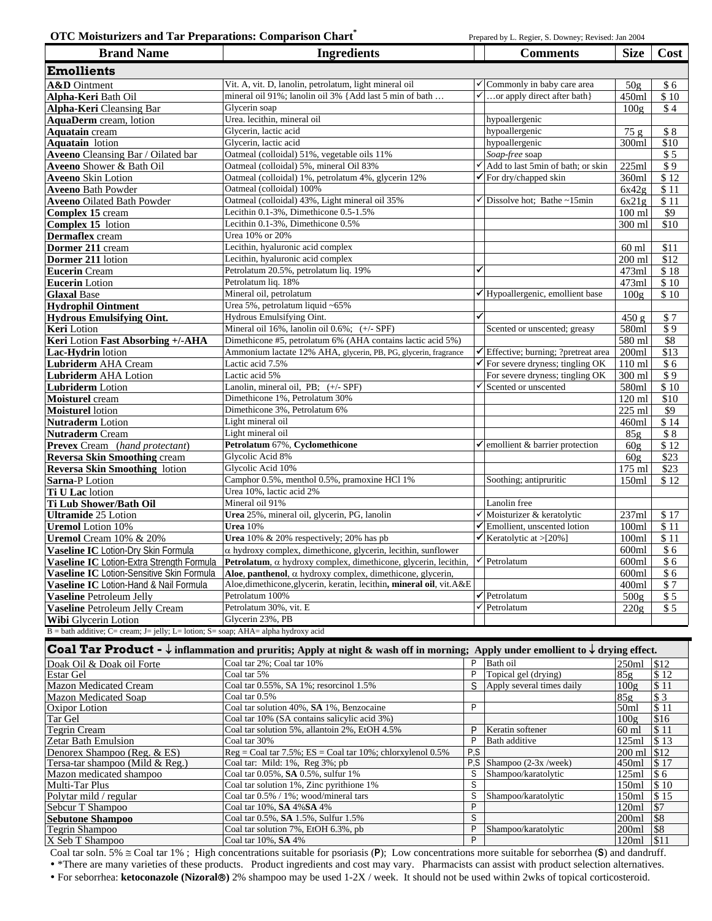**OTC Moisturizers and Tar Preparations: Comparison Chart*** Prepared by L. Regier, S. Downey; Revised: Jan 2004

| Brand Name | Ingredients | | Comments | Size | Cost |
|---|---|---|---|---|---|
| **Emollients** | | | | | |
| **A&D** Ointment | Vit. A, vit. D, lanolin, petrolatum, light mineral oil | ✓ | Commonly in baby care area | 50g | $ 6 |
| **Alpha-Keri** Bath Oil | mineral oil 91%; lanolin oil 3% {Add last 5 min of bath … | ✓ | …or apply direct after bath} | 450ml | $ 10 |
| **Alpha-Keri** Cleansing Bar | Glycerin soap | | | 100g | $ 4 |
| **AquaDerm** cream, lotion | Urea. lecithin, mineral oil | | hypoallergenic | | |
| **Aquatain** cream | Glycerin, lactic acid | | hypoallergenic | 75 g | $ 8 |
| **Aquatain** lotion | Glycerin, lactic acid | | hypoallergenic | 300ml | $10 |
| **Aveeno** Cleansing Bar / Oilated bar | Oatmeal (colloidal) 51%, vegetable oils 11% | | *Soap-free* soap | | $ 5 |
| **Aveeno** Shower & Bath Oil | Oatmeal (colloidal) 5%, mineral Oil 83% | ✓ | Add to last 5min of bath; or skin | 225ml | $ 9 |
| **Aveeno** Skin Lotion | Oatmeal (colloidal) 1%, petrolatum 4%, glycerin 12% | ✓ | For dry/chapped skin | 360ml | $ 12 |
| **Aveeno** Bath Powder | Oatmeal (colloidal) 100% | | | 6x42g | $ 11 |
| **Aveeno** Oilated Bath Powder | Oatmeal (colloidal) 43%, Light mineral oil 35% | ✓ | Dissolve hot; Bathe ~15min | 6x21g | $ 11 |
| **Complex 15** cream | Lecithin 0.1-3%, Dimethicone 0.5-1.5% | | | 100 ml | $9 |
| **Complex 15** lotion | Lecithin 0.1-3%, Dimethicone 0.5% | | | 300 ml | $10 |
| **Dermaflex** cream | Urea 10% or 20% | | | | |
| **Dormer 211** cream | Lecithin, hyaluronic acid complex | | | 60 ml | $11 |
| **Dormer 211** lotion | Lecithin, hyaluronic acid complex | | | 200 ml | $12 |
| **Eucerin** Cream | Petrolatum 20.5%, petrolatum liq. 19% | ✓ | | 473ml | $ 18 |
| **Eucerin** Lotion | Petrolatum liq. 18% | | | 473ml | $ 10 |
| **Glaxal** Base | Mineral oil, petrolatum | ✓ | Hypoallergenic, emollient base | 100g | $ 10 |
| **Hydrophil Ointment** | Urea 5%, petrolatum liquid ~65% | | | | |
| **Hydrous Emulsifying Oint.** | Hydrous Emulsifying Oint. | ✓ | | 450 g | $ 7 |
| **Keri** Lotion | Mineral oil 16%, lanolin oil 0.6%; (+/- SPF) | | Scented or unscented; greasy | 580ml | $ 9 |
| **Keri** Lotion **Fast Absorbing +/-AHA** | Dimethicone #5, petrolatum 6% (AHA contains lactic acid 5%) | | | 580 ml | $8 |
| **Lac-Hydrin** lotion | Ammonium lactate 12% AHA, glycerin, PB, PG, glycerin, fragrance | ✓ | Effective; burning; ?pretreat area | 200ml | $13 |
| **Lubriderm** AHA Cream | Lactic acid 7.5% | ✓ | For severe dryness; tingling OK | 110 ml | $ 6 |
| **Lubriderm** AHA Lotion | Lactic acid 5% | | For severe dryness; tingling OK | 300 ml | $ 9 |
| **Lubriderm** Lotion | Lanolin, mineral oil, PB; (+/- SPF) | ✓ | Scented or unscented | 580ml | $ 10 |
| **Moisturel** cream | Dimethicone 1%, Petrolatum 30% | | | 120 ml | $10 |
| **Moisturel** lotion | Dimethicone 3%, Petrolatum 6% | | | 225 ml | $9 |
| **Nutraderm** Lotion | Light mineral oil | | | 460ml | $ 14 |
| **Nutraderm** Cream | Light mineral oil | | | 85g | $ 8 |
| **Prevex** Cream (*hand protectant*) | **Petrolatum** 67%, **Cyclomethicone** | ✓ | emollient & barrier protection | 60g | $ 12 |
| **Reversa Skin Smoothing** cream | Glycolic Acid 8% | | | 60g | $23 |
| **Reversa Skin Smoothing** lotion | Glycolic Acid 10% | | | 175 ml | $23 |
| **Sarna**-P Lotion | Camphor 0.5%, menthol 0.5%, pramoxine HCl 1% | | Soothing; antipruritic | 150ml | $ 12 |
| **Ti U Lac** lotion | Urea 10%, lactic acid 2% | | | | |
| **Ti Lub Shower/Bath Oil** | Mineral oil 91% | | Lanolin free | | |
| **Ultramide** 25 Lotion | **Urea** 25%, mineral oil, glycerin, PG, lanolin | ✓ | Moisturizer & keratolytic | 237ml | $ 17 |
| **Uremol** Lotion 10% | **Urea** 10% | ✓ | Emollient, unscented lotion | 100ml | $ 11 |
| **Uremol** Cream 10% & 20% | **Urea** 10% & 20% respectively; 20% has pb | ✓ | Keratolytic at >[20%] | 100ml | $ 11 |
| **Vaseline IC** Lotion-Dry Skin Formula | α hydroxy complex, dimethicone, glycerin, lecithin, sunflower | | | 600ml | $ 6 |
| **Vaseline IC** Lotion-Extra Strength Formula | **Petrolatum**, α hydroxy complex, dimethicone, glycerin, lecithin, | ✓ | Petrolatum | 600ml | $ 6 |
| **Vaseline IC** Lotion-Sensitive Skin Formula | **Aloe**, **panthenol**, α hydroxy complex, dimethicone, glycerin, | | | 600ml | $ 6 |
| **Vaseline IC** Lotion-Hand & Nail Formula | Aloe,dimethicone,glycerin, keratin, lecithin, **mineral oil**, vit.A&E | | | 400ml | $ 7 |
| **Vaseline** Petroleum Jelly | Petrolatum 100% | ✓ | Petrolatum | 500g | $ 5 |
| **Vaseline** Petroleum Jelly Cream | Petrolatum 30%, vit. E | ✓ | Petrolatum | 220g | $ 5 |
| **Wibi** Glycerin Lotion | Glycerin 23%, PB | | | | |

B = bath additive; C= cream; J= jelly; L= lotion; S= soap; AHA= alpha hydroxy acid

| **Coal Tar Product** - ↓ inflammation and pruritis; Apply at night & wash off in morning; Apply under emollient to ↓ drying effect. | | | | | |
|---|---|---|---|---|---|
| Doak Oil & Doak oil Forte | Coal tar 2%; Coal tar 10% | P | Bath oil | 250ml | $12 |
| Estar Gel | Coal tar 5% | P | Topical gel (drying) | 85g | $ 12 |
| Mazon Medicated Cream | Coal tar 0.55%, SA 1%; resorcinol 1.5% | S | Apply several times daily | 100g | $ 11 |
| Mazon Medicated Soap | Coal tar 0.5% | | | 85g | $ 3 |
| Oxipor Lotion | Coal tar solution 40%, **SA** 1%, Benzocaine | P | | 50ml | $ 11 |
| Tar Gel | Coal tar 10% (SA contains salicylic acid 3%) | | | 100g | $16 |
| Tegrin Cream | Coal tar solution 5%, allantoin 2%, EtOH 4.5% | P | Keratin softener | 60 ml | $ 11 |
| Zetar Bath Emulsion | Coal tar 30% | P | Bath additive | 125ml | $ 13 |
| Denorex Shampoo (Reg. & ES) | Reg = Coal tar 7.5%; ES = Coal tar 10%; chlorxylenol 0.5% | P,S | | 200 ml | $12 |
| Tersa-tar shampoo (Mild & Reg.) | Coal tar: Mild: 1%, Reg 3%; pb | P,S | Shampoo (2-3x /week) | 450ml | $ 17 |
| Mazon medicated shampoo | Coal tar 0.05%, **SA** 0.5%, sulfur 1% | S | Shampoo/karatolytic | 125ml | $ 6 |
| Multi-Tar Plus | Coal tar solution 1%, Zinc pyrithione 1% | S | | 150ml | $ 10 |
| Polytar mild / regular | Coal tar 0.5% / 1%; wood/mineral tars | S | Shampoo/karatolytic | 150ml | $ 15 |
| Sebcur T Shampoo | Coal tar 10%, **SA** 4%**SA** 4% | P | | 120ml | $7 |
| **Sebutone Shampoo** | Coal tar 0.5%, **SA** 1.5%, Sulfur 1.5% | S | | 200ml | $8 |
| Tegrin Shampoo | Coal tar solution 7%, EtOH 6.3%, pb | P | Shampoo/karatolytic | 200ml | $8 |
| X Seb T Shampoo | Coal tar 10%, **SA** 4% | P | | 120ml | $11 |

Coal tar soln. 5% ≅ Coal tar 1% ; High concentrations suitable for psoriasis (**P**); Low concentrations more suitable for seborrhea (**S**) and dandruff.

- *There are many varieties of these products. Product ingredients and cost may vary. Pharmacists can assist with product selection alternatives.
- For seborrhea: **ketoconazole (Nizoral®)** 2% shampoo may be used 1-2X / week. It should not be used within 2wks of topical corticosteroid.